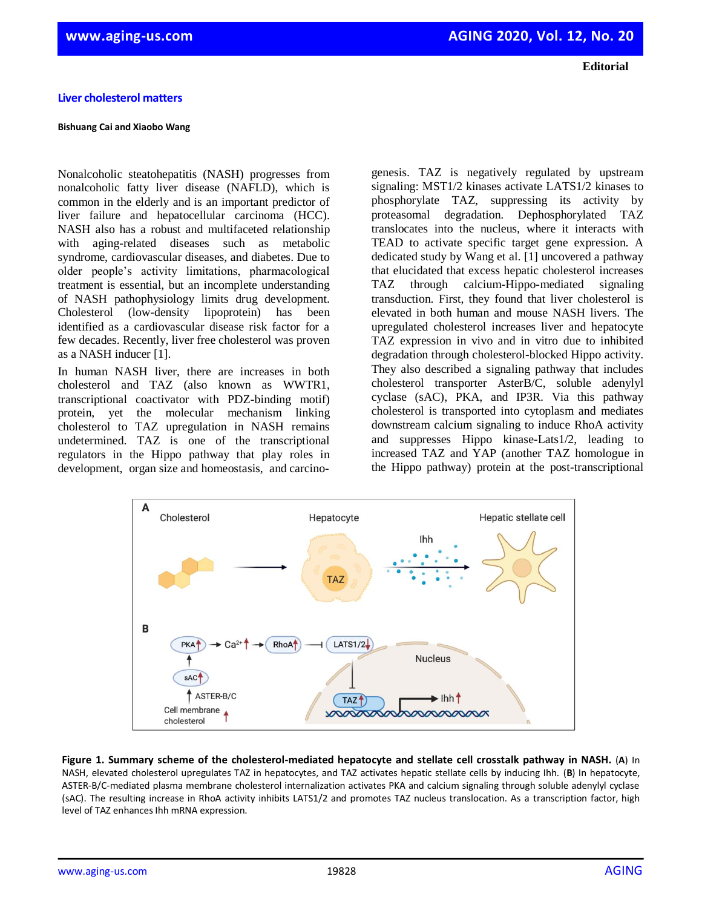**Editorial**

# Liver cholesterol matters

**Bishuang Cai and Xiaobo Wang**

Nonalcoholic steatohepatitis (NASH) progresses from nonalcoholic fatty liver disease (NAFLD), which is common in the elderly and is an important predictor of liver failure and hepatocellular carcinoma (HCC). NASH also has a robust and multifaceted relationship with aging-related diseases such as metabolic syndrome, cardiovascular diseases, and diabetes. Due to older people's activity limitations, pharmacological treatment is essential, but an incomplete understanding of NASH pathophysiology limits drug development. Cholesterol (low-density lipoprotein) has been identified as a cardiovascular disease risk factor for a few decades. Recently, liver free cholesterol was proven as a NASH inducer [1].

In human NASH liver, there are increases in both cholesterol and TAZ (also known as WWTR1, transcriptional coactivator with PDZ-binding motif) protein, yet the molecular mechanism linking cholesterol to TAZ upregulation in NASH remains undetermined. TAZ is one of the transcriptional regulators in the Hippo pathway that play roles in development, organ size and homeostasis, and carcinogenesis. TAZ is negatively regulated by upstream signaling: MST1/2 kinases activate LATS1/2 kinases to phosphorylate TAZ, suppressing its activity by proteasomal degradation. Dephosphorylated TAZ translocates into the nucleus, where it interacts with TEAD to activate specific target gene expression. A dedicated study by Wang et al. [1] uncovered a pathway that elucidated that excess hepatic cholesterol increases TAZ through calcium-Hippo-mediated signaling transduction. First, they found that liver cholesterol is elevated in both human and mouse NASH livers. The upregulated cholesterol increases liver and hepatocyte TAZ expression in vivo and in vitro due to inhibited degradation through cholesterol-blocked Hippo activity. They also described a signaling pathway that includes cholesterol transporter AsterB/C, soluble adenylyl cyclase (sAC), PKA, and IP3R. Via this pathway cholesterol is transported into cytoplasm and mediates downstream calcium signaling to induce RhoA activity and suppresses Hippo kinase-Lats1/2, leading to increased TAZ and YAP (another TAZ homologue in the Hippo pathway) protein at the post-transcriptional

**Figure 1. Summary scheme of the cholesterol-mediated hepatocyte and stellate cell crosstalk pathway in NASH.** (**A**) In NASH, elevated cholesterol upregulates TAZ in hepatocytes, and TAZ activates hepatic stellate cells by inducing Ihh. (**B**) In hepatocyte, ASTER-B/C-mediated plasma membrane cholesterol internalization activates PKA and calcium signaling through soluble adenylyl cyclase (sAC). The resulting increase in RhoA activity inhibits LATS1/2 and promotes TAZ nucleus translocation. As a transcription factor, high level of TAZ enhances Ihh mRNA expression.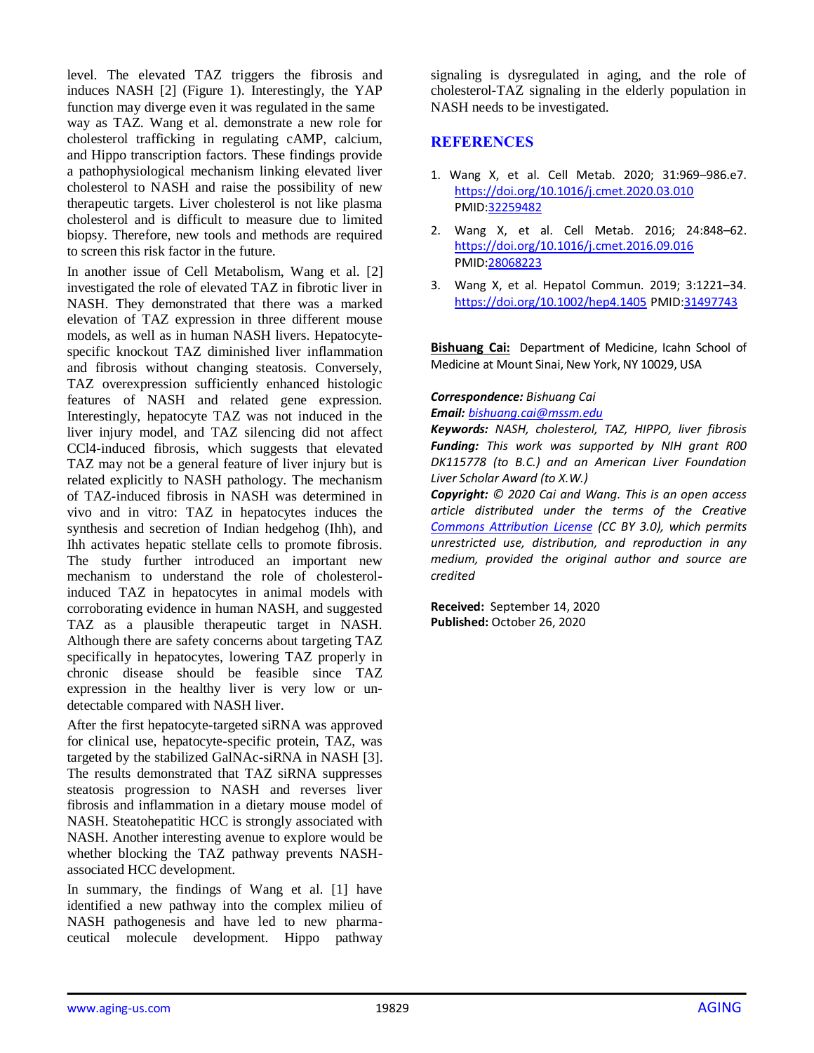level. The elevated TAZ triggers the fibrosis and induces NASH [2] (Figure 1). Interestingly, the YAP function may diverge even it was regulated in the same way as TAZ. Wang et al. demonstrate a new role for cholesterol trafficking in regulating cAMP, calcium, and Hippo transcription factors. These findings provide a pathophysiological mechanism linking elevated liver cholesterol to NASH and raise the possibility of new therapeutic targets. Liver cholesterol is not like plasma cholesterol and is difficult to measure due to limited biopsy. Therefore, new tools and methods are required to screen this risk factor in the future.

In another issue of Cell Metabolism, Wang et al. [2] investigated the role of elevated TAZ in fibrotic liver in NASH. They demonstrated that there was a marked elevation of TAZ expression in three different mouse models, as well as in human NASH livers. Hepatocyte-specific knockout TAZ diminished liver inflammation and fibrosis without changing steatosis. Conversely, TAZ overexpression sufficiently enhanced histologic features of NASH and related gene expression. Interestingly, hepatocyte TAZ was not induced in the liver injury model, and TAZ silencing did not affect CCl4-induced fibrosis, which suggests that elevated TAZ may not be a general feature of liver injury but is related explicitly to NASH pathology. The mechanism of TAZ-induced fibrosis in NASH was determined in vivo and in vitro: TAZ in hepatocytes induces the synthesis and secretion of Indian hedgehog (Ihh), and Ihh activates hepatic stellate cells to promote fibrosis. The study further introduced an important new mechanism to understand the role of cholesterol-induced TAZ in hepatocytes in animal models with corroborating evidence in human NASH, and suggested TAZ as a plausible therapeutic target in NASH. Although there are safety concerns about targeting TAZ specifically in hepatocytes, lowering TAZ properly in chronic disease should be feasible since TAZ expression in the healthy liver is very low or undetectable compared with NASH liver.

After the first hepatocyte-targeted siRNA was approved for clinical use, hepatocyte-specific protein, TAZ, was targeted by the stabilized GalNAc-siRNA in NASH [3]. The results demonstrated that TAZ siRNA suppresses steatosis progression to NASH and reverses liver fibrosis and inflammation in a dietary mouse model of NASH. Steatohepatitic HCC is strongly associated with NASH. Another interesting avenue to explore would be whether blocking the TAZ pathway prevents NASH-associated HCC development.

In summary, the findings of Wang et al. [1] have identified a new pathway into the complex milieu of NASH pathogenesis and have led to new pharmaceutical molecule development. Hippo pathway signaling is dysregulated in aging, and the role of cholesterol-TAZ signaling in the elderly population in NASH needs to be investigated.

## REFERENCES

1. Wang X, et al. Cell Metab. 2020; 31:969–986.e7. https://doi.org/10.1016/j.cmet.2020.03.010 PMID:32259482
2. Wang X, et al. Cell Metab. 2016; 24:848–62. https://doi.org/10.1016/j.cmet.2016.09.016 PMID:28068223
3. Wang X, et al. Hepatol Commun. 2019; 3:1221–34. https://doi.org/10.1002/hep4.1405 PMID:31497743

**Bishuang Cai:** Department of Medicine, Icahn School of Medicine at Mount Sinai, New York, NY 10029, USA

***Correspondence:*** *Bishuang Cai*
***Email:*** *bishuang.cai@mssm.edu*
***Keywords:*** *NASH, cholesterol, TAZ, HIPPO, liver fibrosis*
***Funding:*** *This work was supported by NIH grant R00 DK115778 (to B.C.) and an American Liver Foundation Liver Scholar Award (to X.W.)*
***Copyright:*** *© 2020 Cai and Wang. This is an open access article distributed under the terms of the Creative Commons Attribution License (CC BY 3.0), which permits unrestricted use, distribution, and reproduction in any medium, provided the original author and source are credited*

**Received:** September 14, 2020
**Published:** October 26, 2020